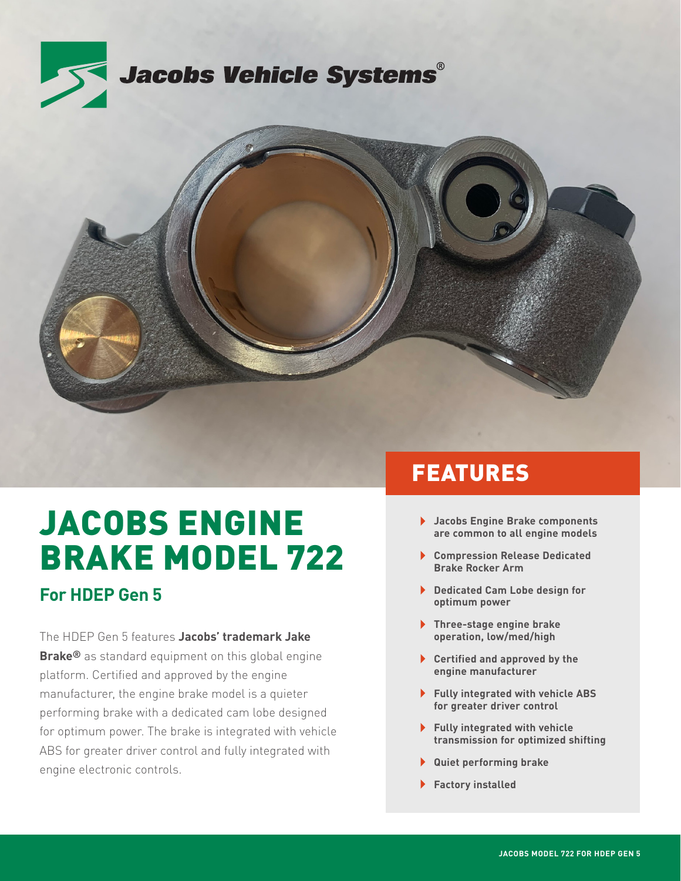Jacobs Vehicle Systems®

# JACOBS ENGINE BRAKE MODEL 722

## For HDEP Gen 5

The HDEP Gen 5 features **Jacobs' trademark Jake Brake®** as standard equipment on this global engine platform. Certified and approved by the engine manufacturer, the engine brake model is a quieter performing brake with a dedicated cam lobe designed for optimum power. The brake is integrated with vehicle ABS for greater driver control and fully integrated with engine electronic controls.

## FEATURES

- **Jacobs Engine Brake components are common to all engine models**
- **Compression Release Dedicated Brake Rocker Arm**
- **Dedicated Cam Lobe design for optimum power**
- **Three-stage engine brake operation, low/med/high**
- **Certified and approved by the engine manufacturer**
- **Fully integrated with vehicle ABS for greater driver control**
- **Fully integrated with vehicle transmission for optimized shifting**
- **Quiet performing brake**
- **Factory installed**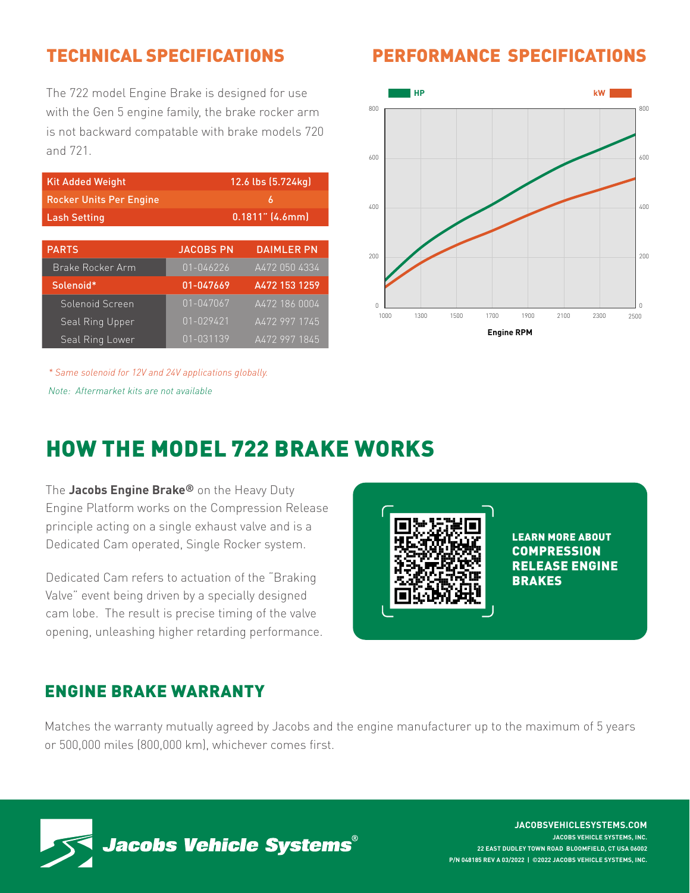## TECHNICAL SPECIFICATIONS

The 722 model Engine Brake is designed for use with the Gen 5 engine family, the brake rocker arm is not backward compatable with brake models 720 and 721.

| | |
|---|---|
| Kit Added Weight | 12.6 lbs (5.724kg) |
| Rocker Units Per Engine | 6 |
| Lash Setting | 0.1811" (4.6mm) |

| PARTS | JACOBS PN | DAIMLER PN |
|---|---|---|
| Brake Rocker Arm | 01-046226 | A472 050 4334 |
| Solenoid* | 01-047669 | A472 153 1259 |
| Solenoid Screen | 01-047067 | A472 186 0004 |
| Seal Ring Upper | 01-029421 | A472 997 1745 |
| Seal Ring Lower | 01-031139 | A472 997 1845 |

*\* Same solenoid for 12V and 24V applications globally.*

*Note: Aftermarket kits are not available*

## PERFORMANCE SPECIFICATIONS

HP

kW

800
600
400
200
0

1000 1300 1500 1700 1900 2100 2300 2500

Engine RPM

# HOW THE MODEL 722 BRAKE WORKS

The **Jacobs Engine Brake®** on the Heavy Duty Engine Platform works on the Compression Release principle acting on a single exhaust valve and is a Dedicated Cam operated, Single Rocker system.

Dedicated Cam refers to actuation of the "Braking Valve" event being driven by a specially designed cam lobe. The result is precise timing of the valve opening, unleashing higher retarding performance.

**LEARN MORE ABOUT COMPRESSION RELEASE ENGINE BRAKES**

## ENGINE BRAKE WARRANTY

Matches the warranty mutually agreed by Jacobs and the engine manufacturer up to the maximum of 5 years or 500,000 miles (800,000 km), whichever comes first.

Jacobs Vehicle Systems®

JACOBSVEHICLESYSTEMS.COM
JACOBS VEHICLE SYSTEMS, INC.
22 EAST DUDLEY TOWN ROAD BLOOMFIELD, CT USA 06002
P/N 048185 REV A 03/2022 | ©2022 JACOBS VEHICLE SYSTEMS, INC.